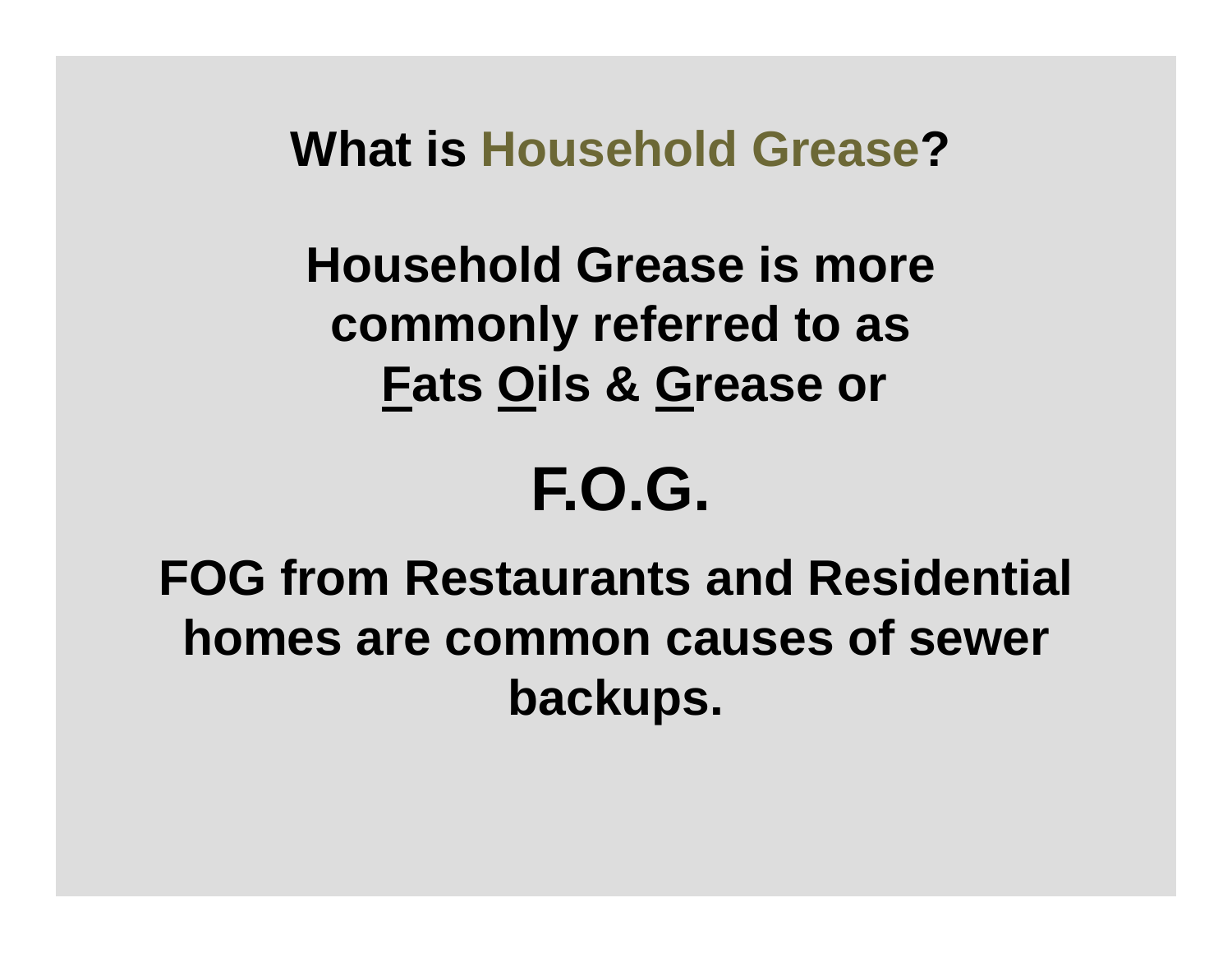# What is Household Grease?

**Household Grease is more commonly referred to as <u>F</u>ats <u>O</u>ils & <u>G</u>rease or**

# F.O.G.

**FOG from Restaurants and Residential homes are common causes of sewer backups.**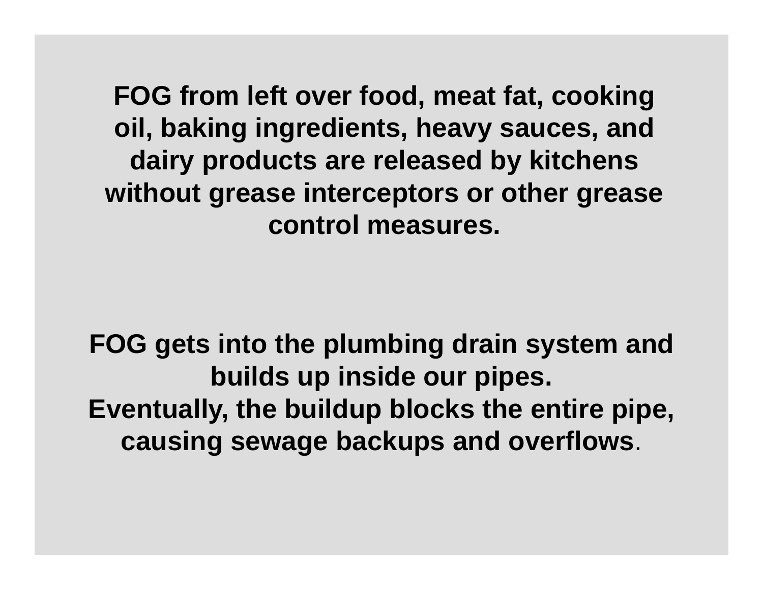**FOG from left over food, meat fat, cooking oil, baking ingredients, heavy sauces, and dairy products are released by kitchens without grease interceptors or other grease control measures.**

**FOG gets into the plumbing drain system and builds up inside our pipes.**
**Eventually, the buildup blocks the entire pipe, causing sewage backups and overflows**.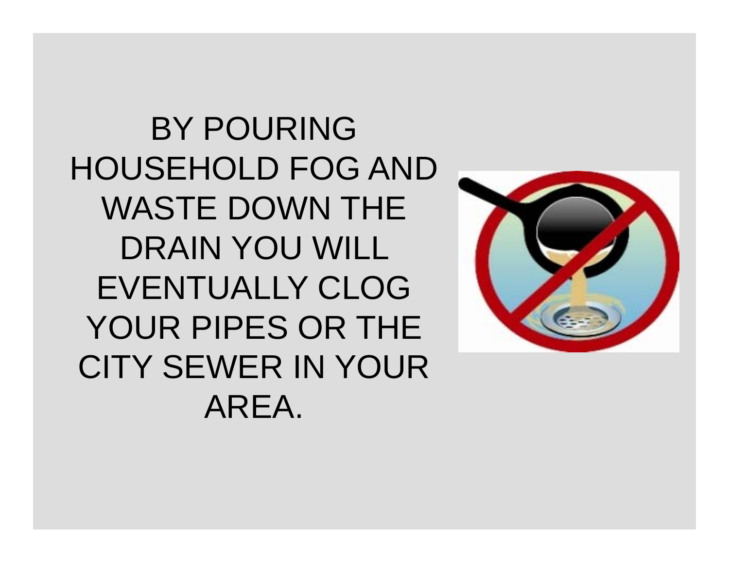BY POURING HOUSEHOLD FOG AND WASTE DOWN THE DRAIN YOU WILL EVENTUALLY CLOG YOUR PIPES OR THE CITY SEWER IN YOUR AREA.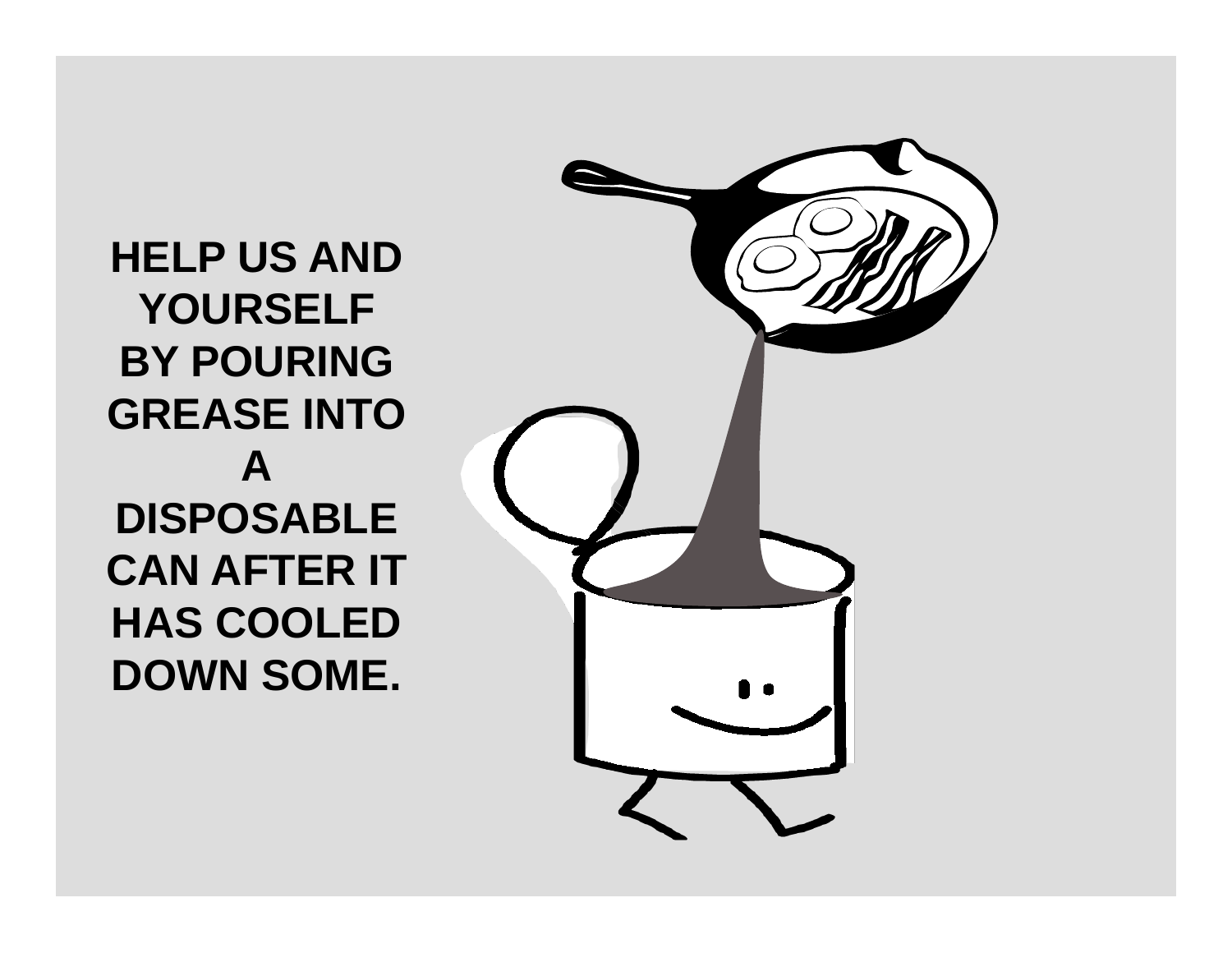**HELP US AND YOURSELF BY POURING GREASE INTO A DISPOSABLE CAN AFTER IT HAS COOLED DOWN SOME.**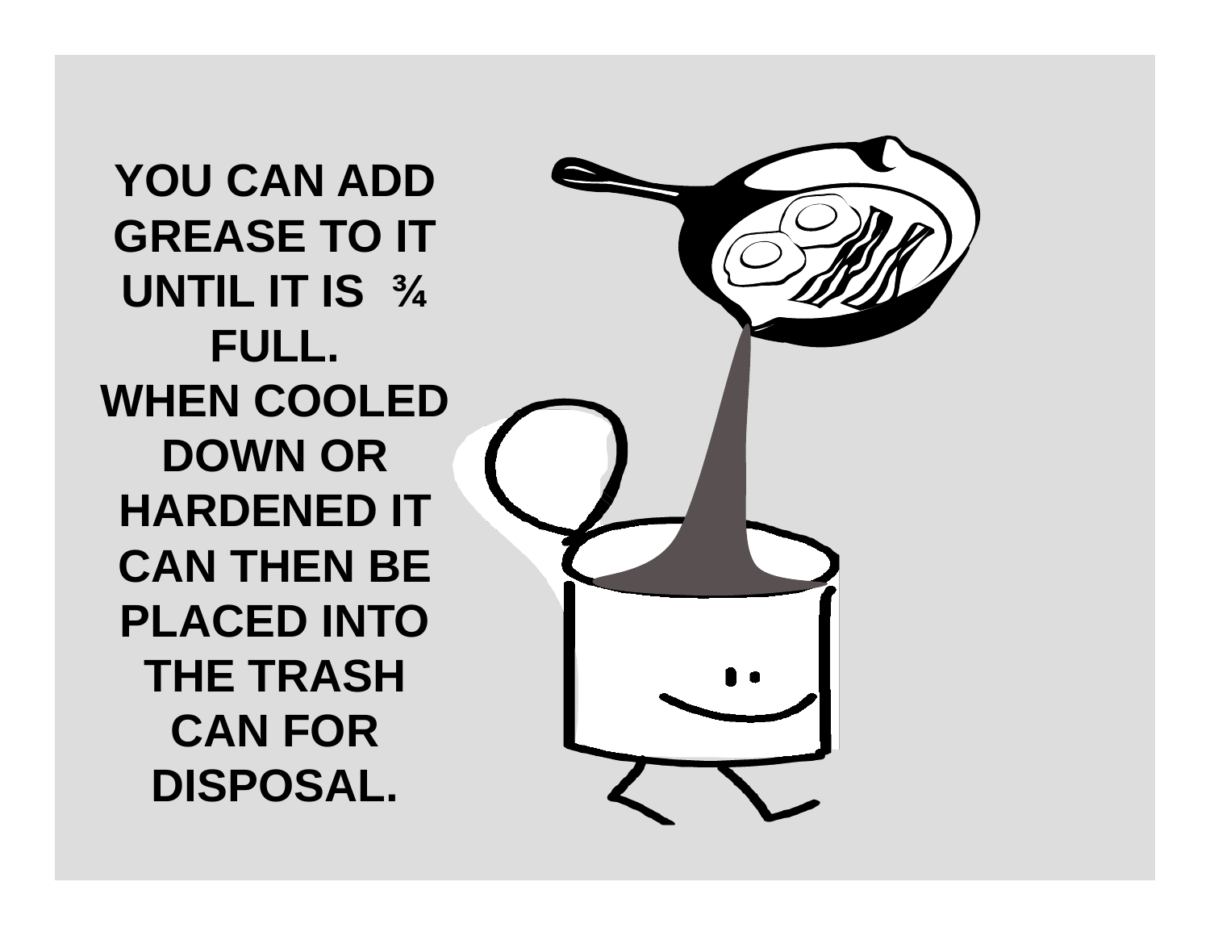**YOU CAN ADD GREASE TO IT UNTIL IT IS ¾ FULL.**
**WHEN COOLED DOWN OR HARDENED IT CAN THEN BE PLACED INTO THE TRASH CAN FOR DISPOSAL.**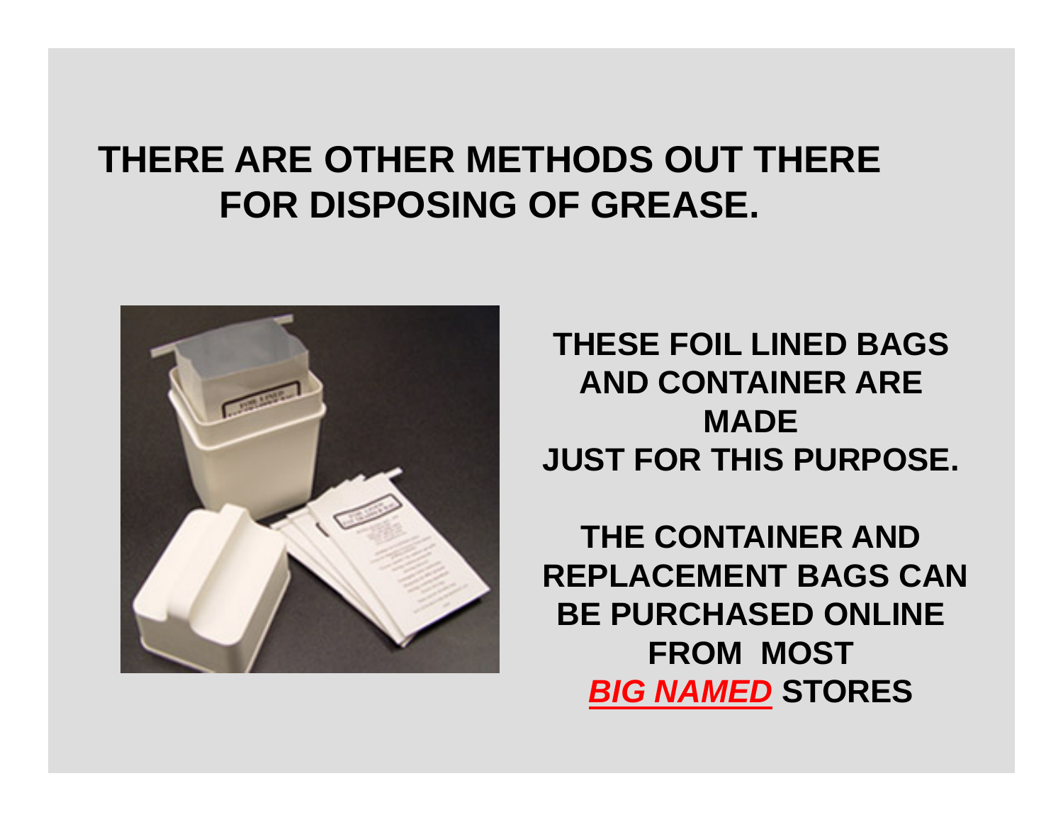# THERE ARE OTHER METHODS OUT THERE FOR DISPOSING OF GREASE.

**THESE FOIL LINED BAGS AND CONTAINER ARE MADE JUST FOR THIS PURPOSE.**

**THE CONTAINER AND REPLACEMENT BAGS CAN BE PURCHASED ONLINE FROM MOST *BIG NAMED* STORES**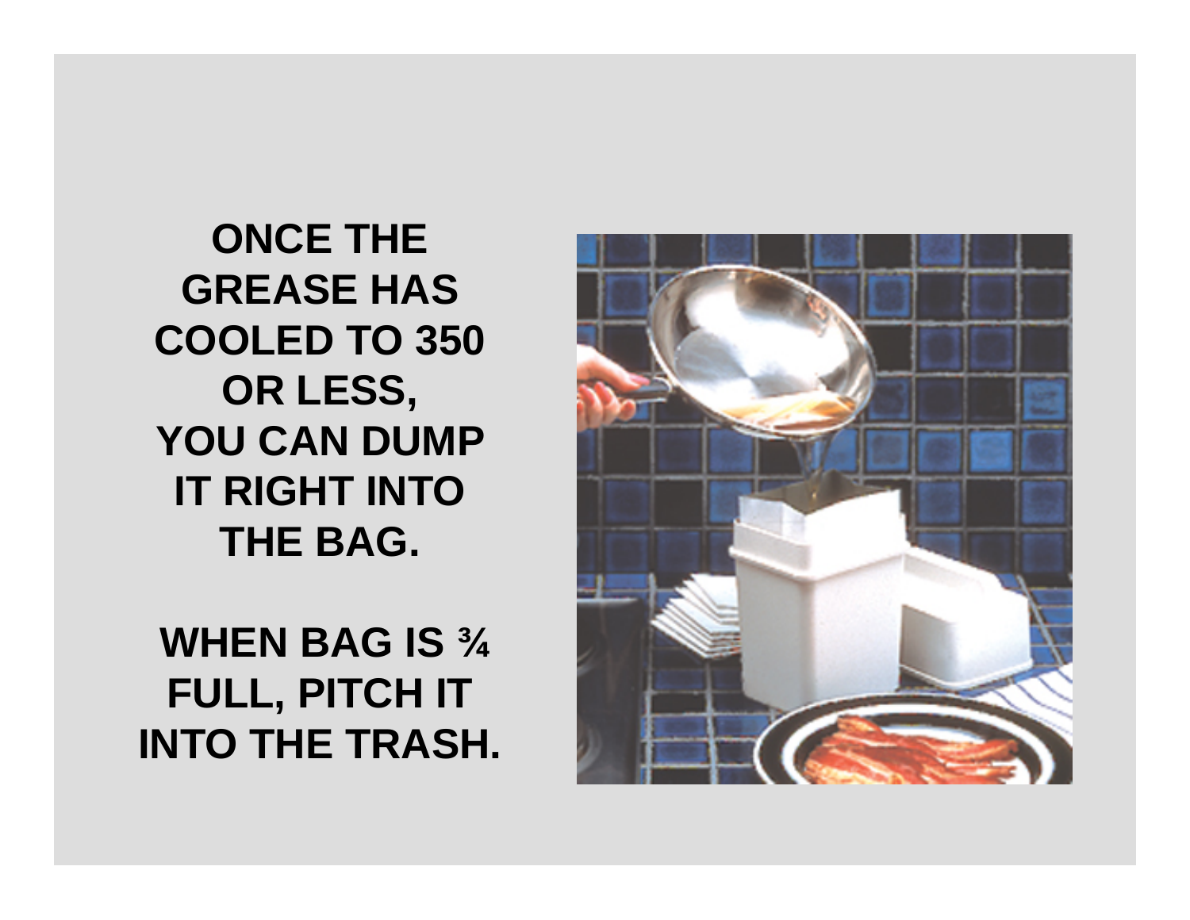**ONCE THE GREASE HAS COOLED TO 350 OR LESS, YOU CAN DUMP IT RIGHT INTO THE BAG.**

**WHEN BAG IS ¾ FULL, PITCH IT INTO THE TRASH.**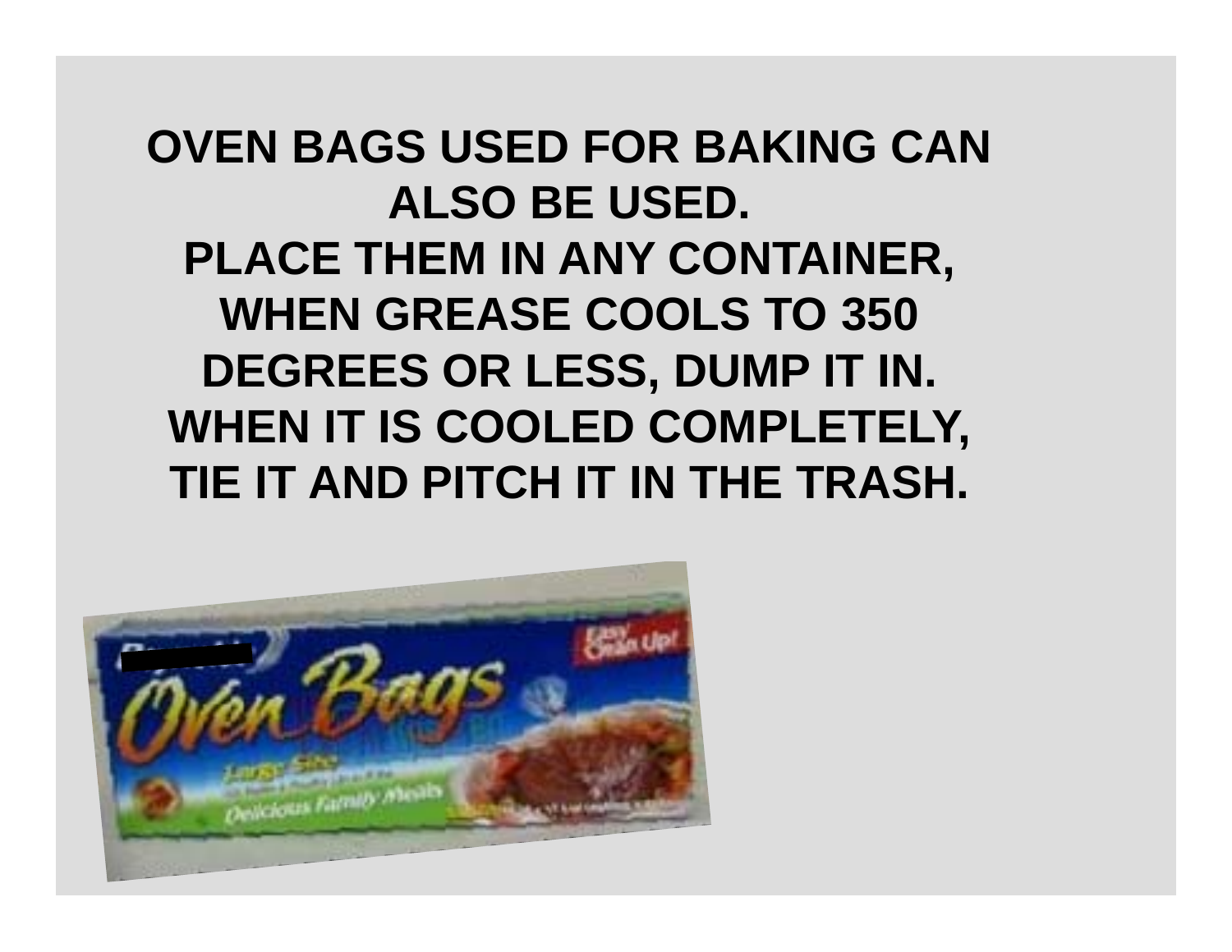**OVEN BAGS USED FOR BAKING CAN ALSO BE USED.**
**PLACE THEM IN ANY CONTAINER, WHEN GREASE COOLS TO 350 DEGREES OR LESS, DUMP IT IN.**
**WHEN IT IS COOLED COMPLETELY, TIE IT AND PITCH IT IN THE TRASH.**